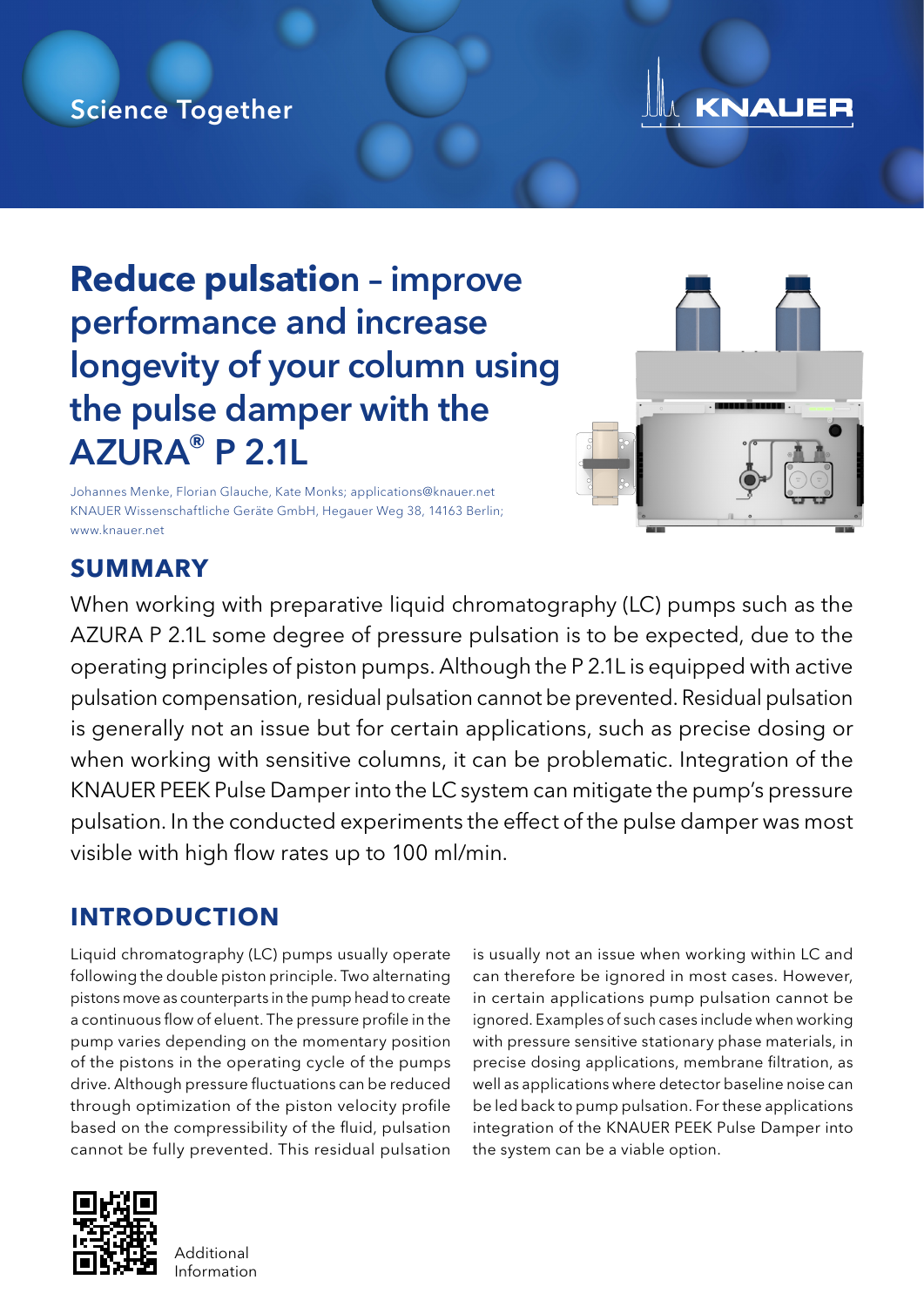Science Together

KNAUER

# Reduce pulsation – improve performance and increase longevity of your column using the pulse damper with the AZURA® P 2.1L

Johannes Menke, Florian Glauche, Kate Monks; applications@knauer.net
KNAUER Wissenschaftliche Geräte GmbH, Hegauer Weg 38, 14163 Berlin;
www.knauer.net

## SUMMARY

When working with preparative liquid chromatography (LC) pumps such as the AZURA P 2.1L some degree of pressure pulsation is to be expected, due to the operating principles of piston pumps. Although the P 2.1L is equipped with active pulsation compensation, residual pulsation cannot be prevented. Residual pulsation is generally not an issue but for certain applications, such as precise dosing or when working with sensitive columns, it can be problematic. Integration of the KNAUER PEEK Pulse Damper into the LC system can mitigate the pump's pressure pulsation. In the conducted experiments the effect of the pulse damper was most visible with high flow rates up to 100 ml/min.

## INTRODUCTION

Liquid chromatography (LC) pumps usually operate following the double piston principle. Two alternating pistons move as counterparts in the pump head to create a continuous flow of eluent. The pressure profile in the pump varies depending on the momentary position of the pistons in the operating cycle of the pumps drive. Although pressure fluctuations can be reduced through optimization of the piston velocity profile based on the compressibility of the fluid, pulsation cannot be fully prevented. This residual pulsation is usually not an issue when working within LC and can therefore be ignored in most cases. However, in certain applications pump pulsation cannot be ignored. Examples of such cases include when working with pressure sensitive stationary phase materials, in precise dosing applications, membrane filtration, as well as applications where detector baseline noise can be led back to pump pulsation. For these applications integration of the KNAUER PEEK Pulse Damper into the system can be a viable option.

Additional Information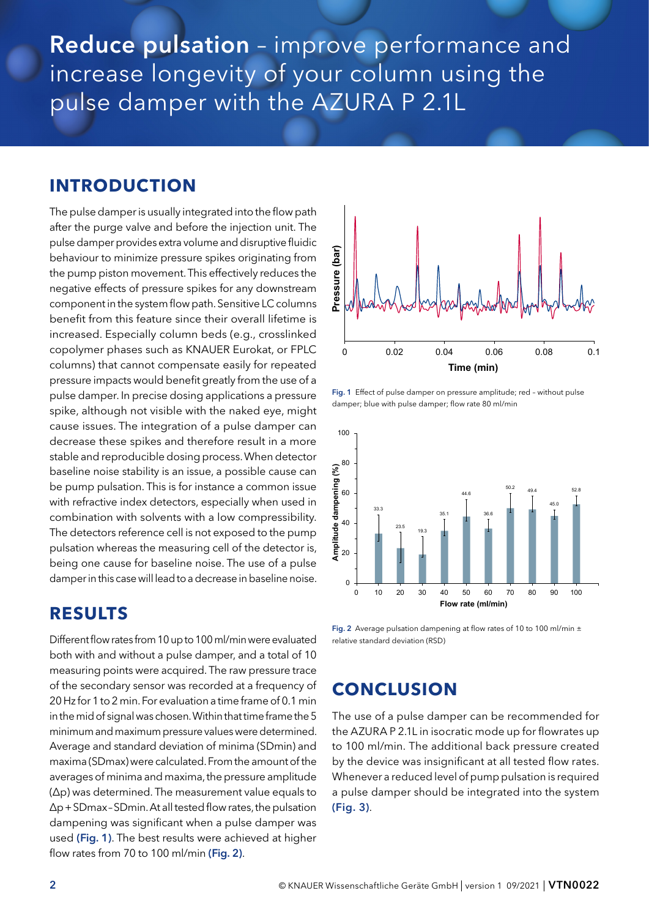# Reduce pulsation – improve performance and increase longevity of your column using the pulse damper with the AZURA P 2.1L

## INTRODUCTION

The pulse damper is usually integrated into the flow path after the purge valve and before the injection unit. The pulse damper provides extra volume and disruptive fluidic behaviour to minimize pressure spikes originating from the pump piston movement. This effectively reduces the negative effects of pressure spikes for any downstream component in the system flow path. Sensitive LC columns benefit from this feature since their overall lifetime is increased. Especially column beds (e.g., crosslinked copolymer phases such as KNAUER Eurokat, or FPLC columns) that cannot compensate easily for repeated pressure impacts would benefit greatly from the use of a pulse damper. In precise dosing applications a pressure spike, although not visible with the naked eye, might cause issues. The integration of a pulse damper can decrease these spikes and therefore result in a more stable and reproducible dosing process. When detector baseline noise stability is an issue, a possible cause can be pump pulsation. This is for instance a common issue with refractive index detectors, especially when used in combination with solvents with a low compressibility. The detectors reference cell is not exposed to the pump pulsation whereas the measuring cell of the detector is, being one cause for baseline noise. The use of a pulse damper in this case will lead to a decrease in baseline noise.

**Fig. 1** Effect of pulse damper on pressure amplitude; red – without pulse damper; blue with pulse damper; flow rate 80 ml/min

**Fig. 2** Average pulsation dampening at flow rates of 10 to 100 ml/min ± relative standard deviation (RSD)

## RESULTS

Different flow rates from 10 up to 100 ml/min were evaluated both with and without a pulse damper, and a total of 10 measuring points were acquired. The raw pressure trace of the secondary sensor was recorded at a frequency of 20 Hz for 1 to 2 min. For evaluation a time frame of 0.1 min in the mid of signal was chosen. Within that time frame the 5 minimum and maximum pressure values were determined. Average and standard deviation of minima (SDmin) and maxima (SDmax) were calculated. From the amount of the averages of minima and maxima, the pressure amplitude ($\Delta p$) was determined. The measurement value equals to $\Delta p$ + SDmax – SDmin. At all tested flow rates, the pulsation dampening was significant when a pulse damper was used **(Fig. 1)**. The best results were achieved at higher flow rates from 70 to 100 ml/min **(Fig. 2)**.

## CONCLUSION

The use of a pulse damper can be recommended for the AZURA P 2.1L in isocratic mode up for flowrates up to 100 ml/min. The additional back pressure created by the device was insignificant at all tested flow rates. Whenever a reduced level of pump pulsation is required a pulse damper should be integrated into the system **(Fig. 3)**.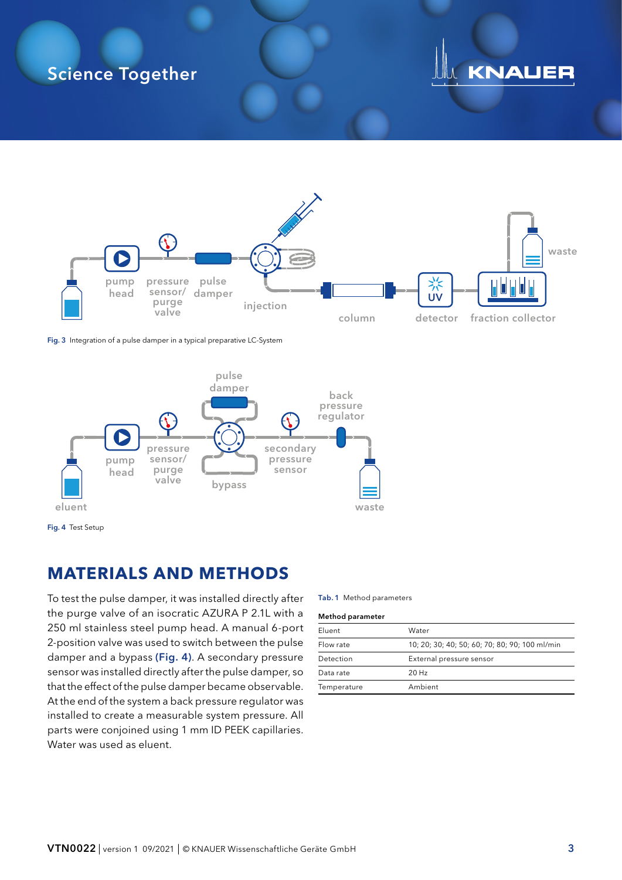Fig. 3 Integration of a pulse damper in a typical preparative LC-System

Fig. 4 Test Setup

## MATERIALS AND METHODS

To test the pulse damper, it was installed directly after the purge valve of an isocratic AZURA P 2.1L with a 250 ml stainless steel pump head. A manual 6-port 2-position valve was used to switch between the pulse damper and a bypass **(Fig. 4)**. A secondary pressure sensor was installed directly after the pulse damper, so that the effect of the pulse damper became observable. At the end of the system a back pressure regulator was installed to create a measurable system pressure. All parts were conjoined using 1 mm ID PEEK capillaries. Water was used as eluent.

Tab. 1 Method parameters

| Method parameter | |
|---|---|
| Eluent | Water |
| Flow rate | 10; 20; 30; 40; 50; 60; 70; 80; 90; 100 ml/min |
| Detection | External pressure sensor |
| Data rate | 20 Hz |
| Temperature | Ambient |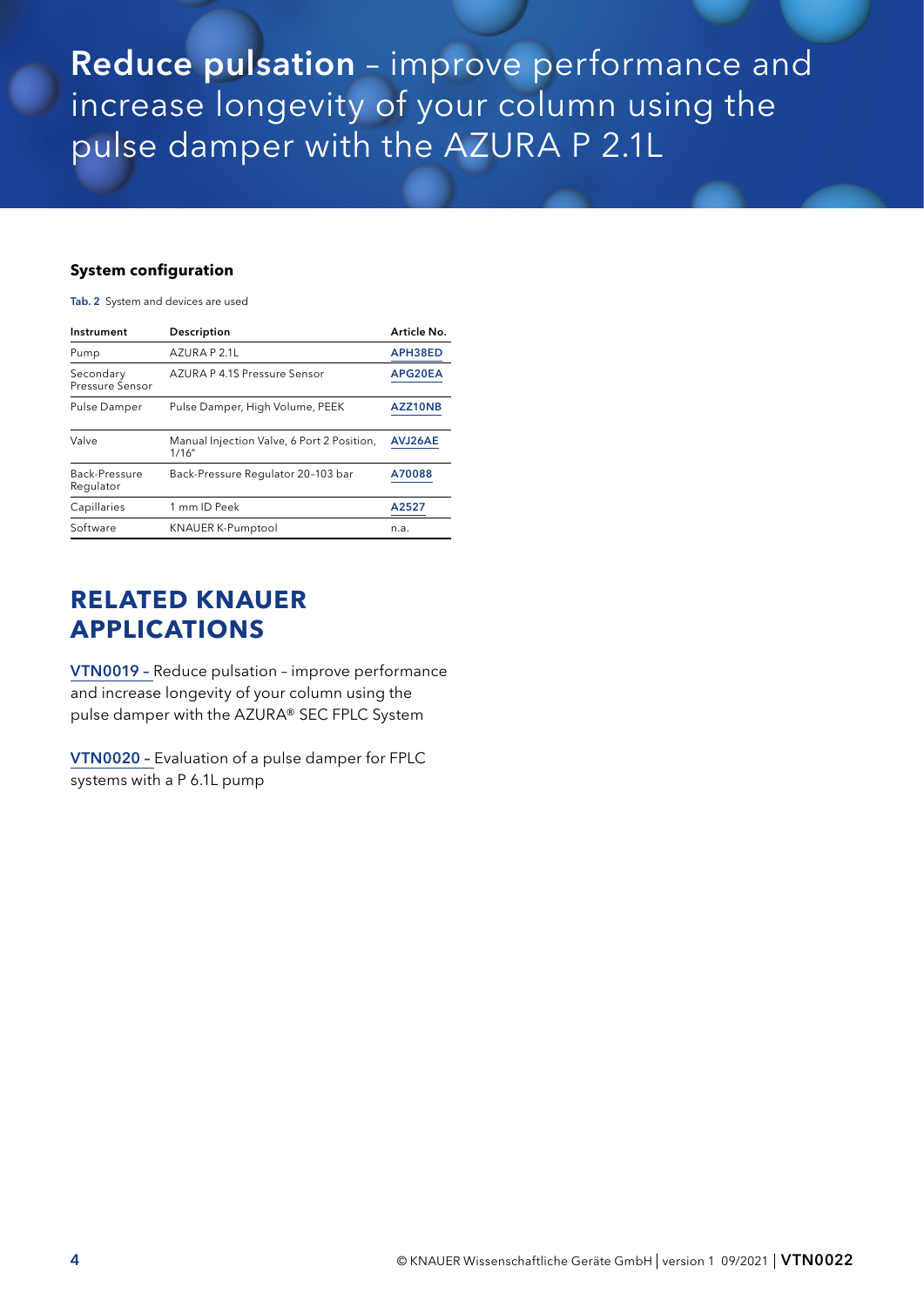# Reduce pulsation – improve performance and increase longevity of your column using the pulse damper with the AZURA P 2.1L

### System configuration

**Tab. 2** System and devices are used

| Instrument | Description | Article No. |
|---|---|---|
| Pump | AZURA P 2.1L | APH38ED |
| Secondary Pressure Sensor | AZURA P 4.1S Pressure Sensor | APG20EA |
| Pulse Damper | Pulse Damper, High Volume, PEEK | AZZ10NB |
| Valve | Manual Injection Valve, 6 Port 2 Position, 1/16" | AVJ26AE |
| Back-Pressure Regulator | Back-Pressure Regulator 20–103 bar | A70088 |
| Capillaries | 1 mm ID Peek | A2527 |
| Software | KNAUER K-Pumptool | n.a. |

## RELATED KNAUER APPLICATIONS

VTN0019 – Reduce pulsation – improve performance and increase longevity of your column using the pulse damper with the AZURA® SEC FPLC System

VTN0020 – Evaluation of a pulse damper for FPLC systems with a P 6.1L pump